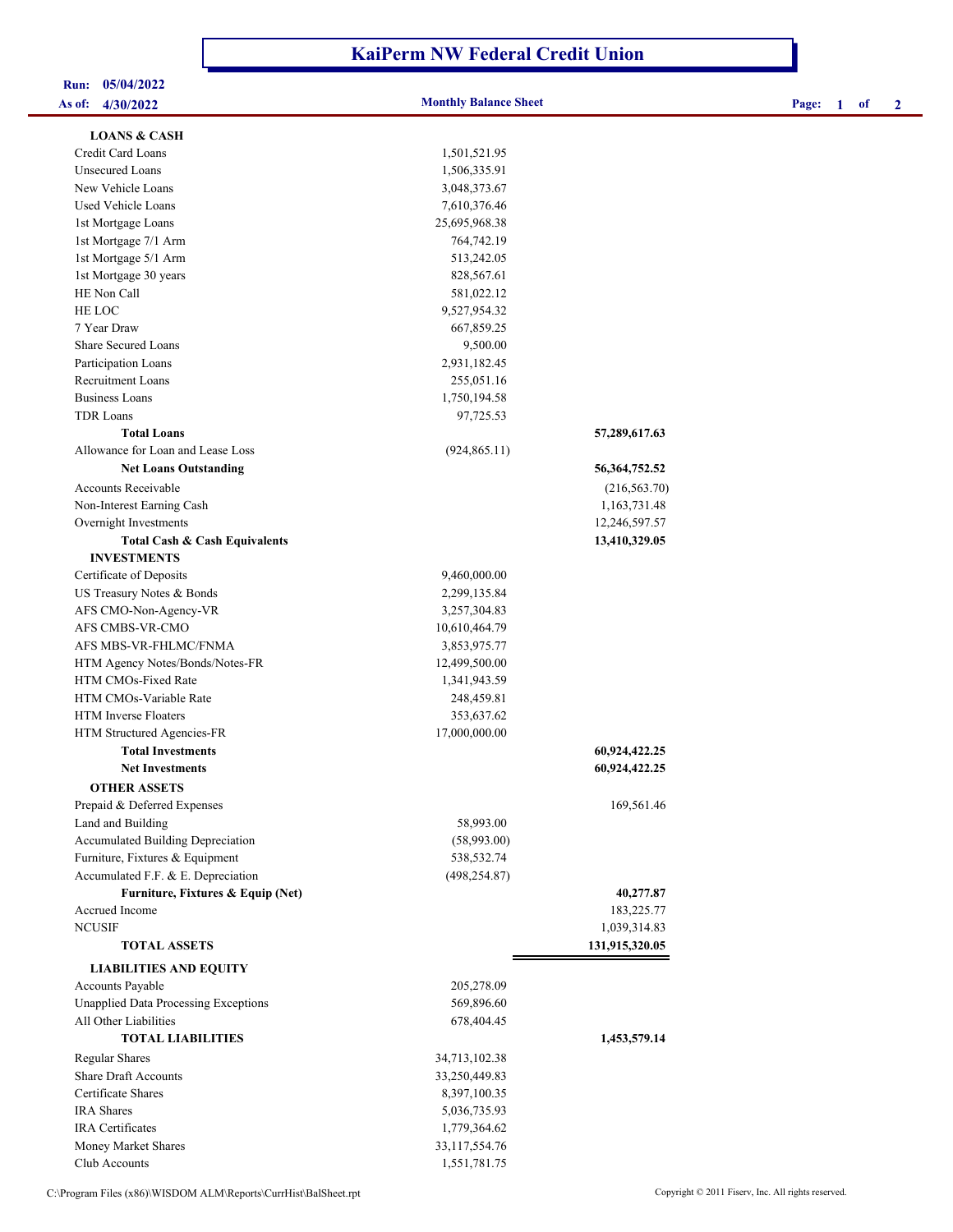# KaiPerm NW Federal Credit Union

**Run:** 05/04/2022
**As of:** 4/30/2022

**Monthly Balance Sheet**

| | | |
|---|---|---|
| **LOANS & CASH** | | |
| Credit Card Loans | 1,501,521.95 | |
| Unsecured Loans | 1,506,335.91 | |
| New Vehicle Loans | 3,048,373.67 | |
| Used Vehicle Loans | 7,610,376.46 | |
| 1st Mortgage Loans | 25,695,968.38 | |
| 1st Mortgage 7/1 Arm | 764,742.19 | |
| 1st Mortgage 5/1 Arm | 513,242.05 | |
| 1st Mortgage 30 years | 828,567.61 | |
| HE Non Call | 581,022.12 | |
| HE LOC | 9,527,954.32 | |
| 7 Year Draw | 667,859.25 | |
| Share Secured Loans | 9,500.00 | |
| Participation Loans | 2,931,182.45 | |
| Recruitment Loans | 255,051.16 | |
| Business Loans | 1,750,194.58 | |
| TDR Loans | 97,725.53 | |
| **Total Loans** | | **57,289,617.63** |
| Allowance for Loan and Lease Loss | (924,865.11) | |
| **Net Loans Outstanding** | | **56,364,752.52** |
| Accounts Receivable | | (216,563.70) |
| Non-Interest Earning Cash | | 1,163,731.48 |
| Overnight Investments | | 12,246,597.57 |
| **Total Cash & Cash Equivalents** | | **13,410,329.05** |
| **INVESTMENTS** | | |
| Certificate of Deposits | 9,460,000.00 | |
| US Treasury Notes & Bonds | 2,299,135.84 | |
| AFS CMO-Non-Agency-VR | 3,257,304.83 | |
| AFS CMBS-VR-CMO | 10,610,464.79 | |
| AFS MBS-VR-FHLMC/FNMA | 3,853,975.77 | |
| HTM Agency Notes/Bonds/Notes-FR | 12,499,500.00 | |
| HTM CMOs-Fixed Rate | 1,341,943.59 | |
| HTM CMOs-Variable Rate | 248,459.81 | |
| HTM Inverse Floaters | 353,637.62 | |
| HTM Structured Agencies-FR | 17,000,000.00 | |
| **Total Investments** | | **60,924,422.25** |
| **Net Investments** | | **60,924,422.25** |
| **OTHER ASSETS** | | |
| Prepaid & Deferred Expenses | | 169,561.46 |
| Land and Building | 58,993.00 | |
| Accumulated Building Depreciation | (58,993.00) | |
| Furniture, Fixtures & Equipment | 538,532.74 | |
| Accumulated F.F. & E. Depreciation | (498,254.87) | |
| **Furniture, Fixtures & Equip (Net)** | | **40,277.87** |
| Accrued Income | | 183,225.77 |
| NCUSIF | | 1,039,314.83 |
| **TOTAL ASSETS** | | **131,915,320.05** |
| **LIABILITIES AND EQUITY** | | |
| Accounts Payable | 205,278.09 | |
| Unapplied Data Processing Exceptions | 569,896.60 | |
| All Other Liabilities | 678,404.45 | |
| **TOTAL LIABILITIES** | | **1,453,579.14** |
| Regular Shares | 34,713,102.38 | |
| Share Draft Accounts | 33,250,449.83 | |
| Certificate Shares | 8,397,100.35 | |
| IRA Shares | 5,036,735.93 | |
| IRA Certificates | 1,779,364.62 | |
| Money Market Shares | 33,117,554.76 | |
| Club Accounts | 1,551,781.75 | |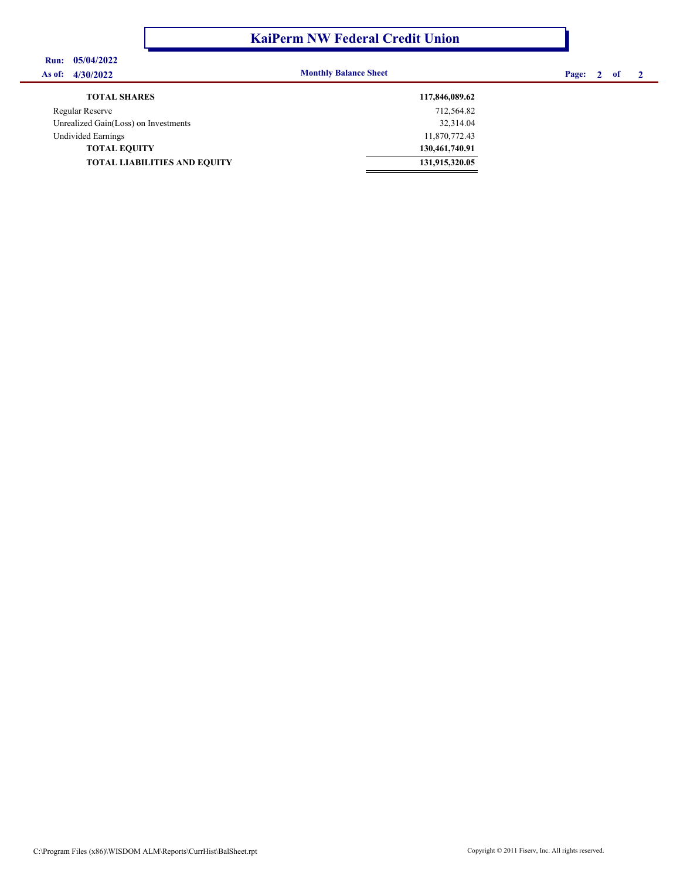# KaiPerm NW Federal Credit Union

**Run: 05/04/2022**
**As of: 4/30/2022**

**Monthly Balance Sheet**

| | |
|---|---|
| **TOTAL SHARES** | **117,846,089.62** |
| Regular Reserve | 712,564.82 |
| Unrealized Gain(Loss) on Investments | 32,314.04 |
| Undivided Earnings | 11,870,772.43 |
| **TOTAL EQUITY** | **130,461,740.91** |
| **TOTAL LIABILITIES AND EQUITY** | **131,915,320.05** |

C:\Program Files (x86)\WISDOM ALM\Reports\CurrHist\BalSheet.rpt

Copyright © 2011 Fiserv, Inc. All rights reserved.